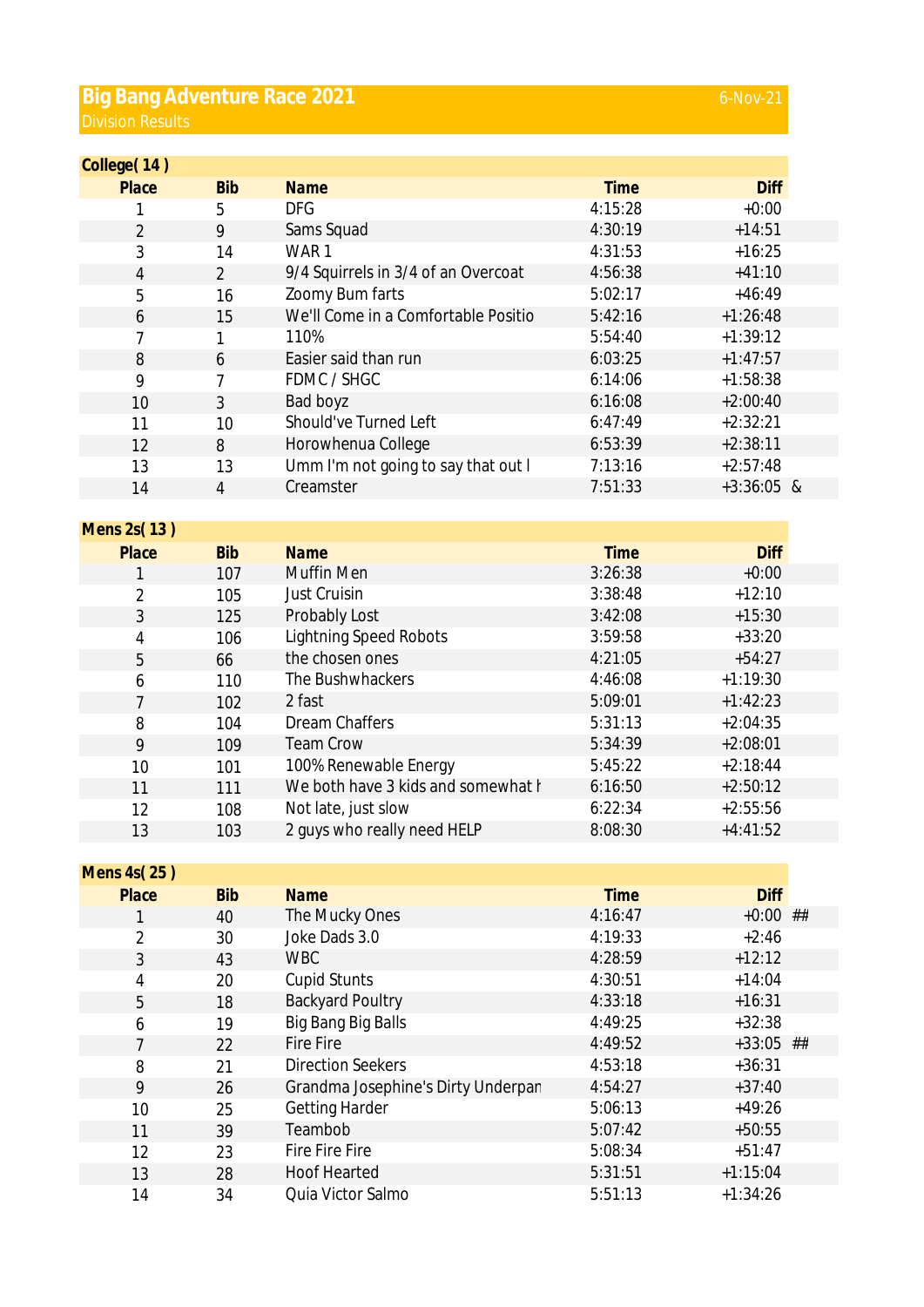# Big Bang Adventure Race 2021

6-Nov-21

Division Results

**College( 14 )**

| Place | Bib | Name | Time | Diff | |
|---|---|---|---|---|---|
| 1 | 5 | DFG | 4:15:28 | +0:00 | |
| 2 | 9 | Sams Squad | 4:30:19 | +14:51 | |
| 3 | 14 | WAR 1 | 4:31:53 | +16:25 | |
| 4 | 2 | 9/4 Squirrels in 3/4 of an Overcoat | 4:56:38 | +41:10 | |
| 5 | 16 | Zoomy Bum farts | 5:02:17 | +46:49 | |
| 6 | 15 | We'll Come in a Comfortable Positio | 5:42:16 | +1:26:48 | |
| 7 | 1 | 110% | 5:54:40 | +1:39:12 | |
| 8 | 6 | Easier said than run | 6:03:25 | +1:47:57 | |
| 9 | 7 | FDMC / SHGC | 6:14:06 | +1:58:38 | |
| 10 | 3 | Bad boyz | 6:16:08 | +2:00:40 | |
| 11 | 10 | Should've Turned Left | 6:47:49 | +2:32:21 | |
| 12 | 8 | Horowhenua College | 6:53:39 | +2:38:11 | |
| 13 | 13 | Umm I'm not going to say that out l | 7:13:16 | +2:57:48 | |
| 14 | 4 | Creamster | 7:51:33 | +3:36:05 | & |

**Mens 2s( 13 )**

| Place | Bib | Name | Time | Diff |
|---|---|---|---|---|
| 1 | 107 | Muffin Men | 3:26:38 | +0:00 |
| 2 | 105 | Just Cruisin | 3:38:48 | +12:10 |
| 3 | 125 | Probably Lost | 3:42:08 | +15:30 |
| 4 | 106 | Lightning Speed Robots | 3:59:58 | +33:20 |
| 5 | 66 | the chosen ones | 4:21:05 | +54:27 |
| 6 | 110 | The Bushwhackers | 4:46:08 | +1:19:30 |
| 7 | 102 | 2 fast | 5:09:01 | +1:42:23 |
| 8 | 104 | Dream Chaffers | 5:31:13 | +2:04:35 |
| 9 | 109 | Team Crow | 5:34:39 | +2:08:01 |
| 10 | 101 | 100% Renewable Energy | 5:45:22 | +2:18:44 |
| 11 | 111 | We both have 3 kids and somewhat h | 6:16:50 | +2:50:12 |
| 12 | 108 | Not late, just slow | 6:22:34 | +2:55:56 |
| 13 | 103 | 2 guys who really need HELP | 8:08:30 | +4:41:52 |

**Mens 4s( 25 )**

| Place | Bib | Name | Time | Diff | |
|---|---|---|---|---|---|
| 1 | 40 | The Mucky Ones | 4:16:47 | +0:00 | ## |
| 2 | 30 | Joke Dads 3.0 | 4:19:33 | +2:46 | |
| 3 | 43 | WBC | 4:28:59 | +12:12 | |
| 4 | 20 | Cupid Stunts | 4:30:51 | +14:04 | |
| 5 | 18 | Backyard Poultry | 4:33:18 | +16:31 | |
| 6 | 19 | Big Bang Big Balls | 4:49:25 | +32:38 | |
| 7 | 22 | Fire Fire | 4:49:52 | +33:05 | ## |
| 8 | 21 | Direction Seekers | 4:53:18 | +36:31 | |
| 9 | 26 | Grandma Josephine's Dirty Underpan | 4:54:27 | +37:40 | |
| 10 | 25 | Getting Harder | 5:06:13 | +49:26 | |
| 11 | 39 | Teambob | 5:07:42 | +50:55 | |
| 12 | 23 | Fire Fire Fire | 5:08:34 | +51:47 | |
| 13 | 28 | Hoof Hearted | 5:31:51 | +1:15:04 | |
| 14 | 34 | Quia Victor Salmo | 5:51:13 | +1:34:26 | |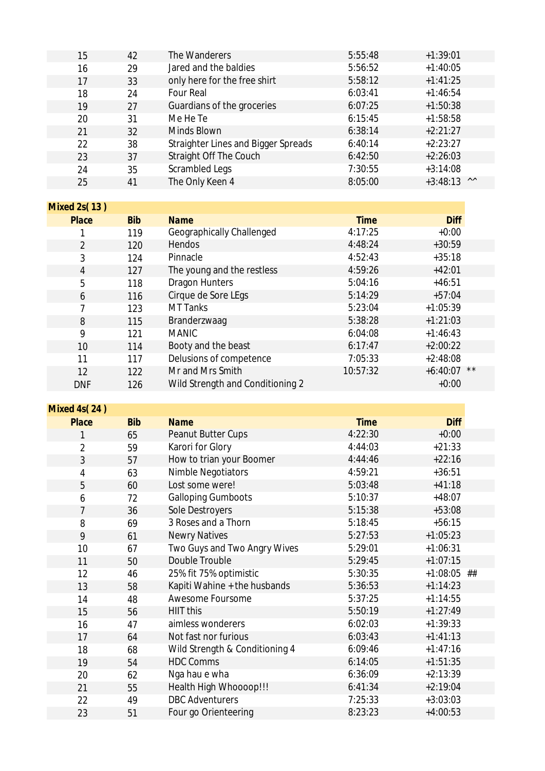| Place | Bib | Name | Time | Diff | |
|---|---|---|---|---|---|
| 15 | 42 | The Wanderers | 5:55:48 | +1:39:01 | |
| 16 | 29 | Jared and the baldies | 5:56:52 | +1:40:05 | |
| 17 | 33 | only here for the free shirt | 5:58:12 | +1:41:25 | |
| 18 | 24 | Four Real | 6:03:41 | +1:46:54 | |
| 19 | 27 | Guardians of the groceries | 6:07:25 | +1:50:38 | |
| 20 | 31 | Me He Te | 6:15:45 | +1:58:58 | |
| 21 | 32 | Minds Blown | 6:38:14 | +2:21:27 | |
| 22 | 38 | Straighter Lines and Bigger Spreads | 6:40:14 | +2:23:27 | |
| 23 | 37 | Straight Off The Couch | 6:42:50 | +2:26:03 | |
| 24 | 35 | Scrambled Legs | 7:30:55 | +3:14:08 | |
| 25 | 41 | The Only Keen 4 | 8:05:00 | +3:48:13 | ^^ |

**Mixed 2s( 13 )**

| Place | Bib | Name | Time | Diff | |
|---|---|---|---|---|---|
| 1 | 119 | Geographically Challenged | 4:17:25 | +0:00 | |
| 2 | 120 | Hendos | 4:48:24 | +30:59 | |
| 3 | 124 | Pinnacle | 4:52:43 | +35:18 | |
| 4 | 127 | The young and the restless | 4:59:26 | +42:01 | |
| 5 | 118 | Dragon Hunters | 5:04:16 | +46:51 | |
| 6 | 116 | Cirque de Sore LEgs | 5:14:29 | +57:04 | |
| 7 | 123 | MT Tanks | 5:23:04 | +1:05:39 | |
| 8 | 115 | Branderzwaag | 5:38:28 | +1:21:03 | |
| 9 | 121 | MANIC | 6:04:08 | +1:46:43 | |
| 10 | 114 | Booty and the beast | 6:17:47 | +2:00:22 | |
| 11 | 117 | Delusions of competence | 7:05:33 | +2:48:08 | |
| 12 | 122 | Mr and Mrs Smith | 10:57:32 | +6:40:07 | ** |
| DNF | 126 | Wild Strength and Conditioning 2 | | +0:00 | |

**Mixed 4s( 24 )**

| Place | Bib | Name | Time | Diff | |
|---|---|---|---|---|---|
| 1 | 65 | Peanut Butter Cups | 4:22:30 | +0:00 | |
| 2 | 59 | Karori for Glory | 4:44:03 | +21:33 | |
| 3 | 57 | How to trian your Boomer | 4:44:46 | +22:16 | |
| 4 | 63 | Nimble Negotiators | 4:59:21 | +36:51 | |
| 5 | 60 | Lost some were! | 5:03:48 | +41:18 | |
| 6 | 72 | Galloping Gumboots | 5:10:37 | +48:07 | |
| 7 | 36 | Sole Destroyers | 5:15:38 | +53:08 | |
| 8 | 69 | 3 Roses and a Thorn | 5:18:45 | +56:15 | |
| 9 | 61 | Newry Natives | 5:27:53 | +1:05:23 | |
| 10 | 67 | Two Guys and Two Angry Wives | 5:29:01 | +1:06:31 | |
| 11 | 50 | Double Trouble | 5:29:45 | +1:07:15 | |
| 12 | 46 | 25% fit 75% optimistic | 5:30:35 | +1:08:05 | ## |
| 13 | 58 | Kapiti Wahine + the husbands | 5:36:53 | +1:14:23 | |
| 14 | 48 | Awesome Foursome | 5:37:25 | +1:14:55 | |
| 15 | 56 | HIIT this | 5:50:19 | +1:27:49 | |
| 16 | 47 | aimless wonderers | 6:02:03 | +1:39:33 | |
| 17 | 64 | Not fast nor furious | 6:03:43 | +1:41:13 | |
| 18 | 68 | Wild Strength & Conditioning 4 | 6:09:46 | +1:47:16 | |
| 19 | 54 | HDC Comms | 6:14:05 | +1:51:35 | |
| 20 | 62 | Nga hau e wha | 6:36:09 | +2:13:39 | |
| 21 | 55 | Health High Whoooop!!! | 6:41:34 | +2:19:04 | |
| 22 | 49 | DBC Adventurers | 7:25:33 | +3:03:03 | |
| 23 | 51 | Four go Orienteering | 8:23:23 | +4:00:53 | |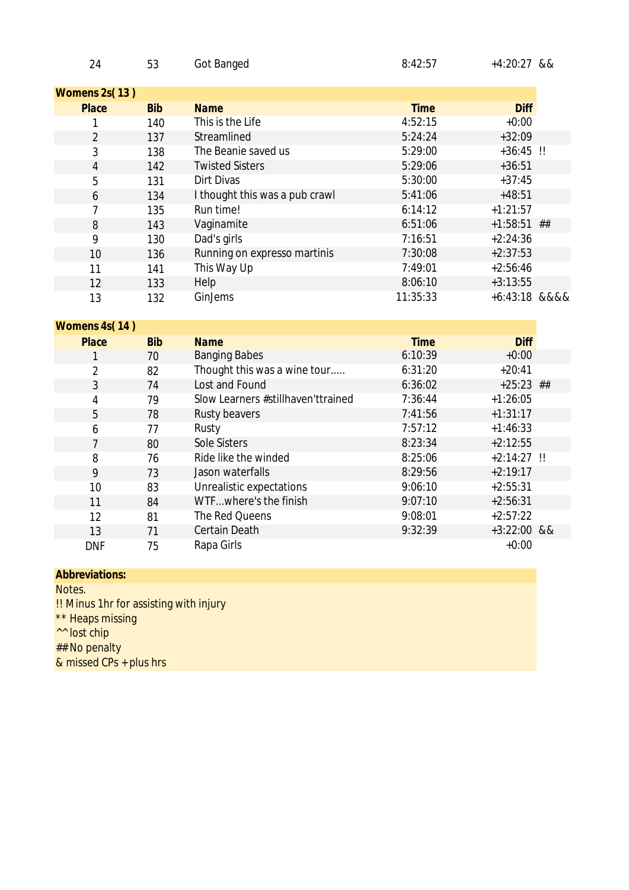| | | | | | |
|---|---|---|---|---|---|
| 24 | 53 | Got Banged | 8:42:57 | +4:20:27 | && |

**Womens 2s( 13 )**

| Place | Bib | Name | Time | Diff | |
|---|---|---|---|---|---|
| 1 | 140 | This is the Life | 4:52:15 | +0:00 | |
| 2 | 137 | Streamlined | 5:24:24 | +32:09 | |
| 3 | 138 | The Beanie saved us | 5:29:00 | +36:45 | !! |
| 4 | 142 | Twisted Sisters | 5:29:06 | +36:51 | |
| 5 | 131 | Dirt Divas | 5:30:00 | +37:45 | |
| 6 | 134 | I thought this was a pub crawl | 5:41:06 | +48:51 | |
| 7 | 135 | Run time! | 6:14:12 | +1:21:57 | |
| 8 | 143 | Vaginamite | 6:51:06 | +1:58:51 | ## |
| 9 | 130 | Dad's girls | 7:16:51 | +2:24:36 | |
| 10 | 136 | Running on expresso martinis | 7:30:08 | +2:37:53 | |
| 11 | 141 | This Way Up | 7:49:01 | +2:56:46 | |
| 12 | 133 | Help | 8:06:10 | +3:13:55 | |
| 13 | 132 | GinJems | 11:35:33 | +6:43:18 | &&&& |

**Womens 4s( 14 )**

| Place | Bib | Name | Time | Diff | |
|---|---|---|---|---|---|
| 1 | 70 | Banging Babes | 6:10:39 | +0:00 | |
| 2 | 82 | Thought this was a wine tour..... | 6:31:20 | +20:41 | |
| 3 | 74 | Lost and Found | 6:36:02 | +25:23 | ## |
| 4 | 79 | Slow Learners #stillhaven'ttrained | 7:36:44 | +1:26:05 | |
| 5 | 78 | Rusty beavers | 7:41:56 | +1:31:17 | |
| 6 | 77 | Rusty | 7:57:12 | +1:46:33 | |
| 7 | 80 | Sole Sisters | 8:23:34 | +2:12:55 | |
| 8 | 76 | Ride like the winded | 8:25:06 | +2:14:27 | !! |
| 9 | 73 | Jason waterfalls | 8:29:56 | +2:19:17 | |
| 10 | 83 | Unrealistic expectations | 9:06:10 | +2:55:31 | |
| 11 | 84 | WTF...where's the finish | 9:07:10 | +2:56:31 | |
| 12 | 81 | The Red Queens | 9:08:01 | +2:57:22 | |
| 13 | 71 | Certain Death | 9:32:39 | +3:22:00 | && |
| DNF | 75 | Rapa Girls | | +0:00 | |

**Abbreviations:**

Notes.

!! Minus 1hr for assisting with injury

** Heaps missing

^^ lost chip

## No penalty

& missed CPs + plus hrs